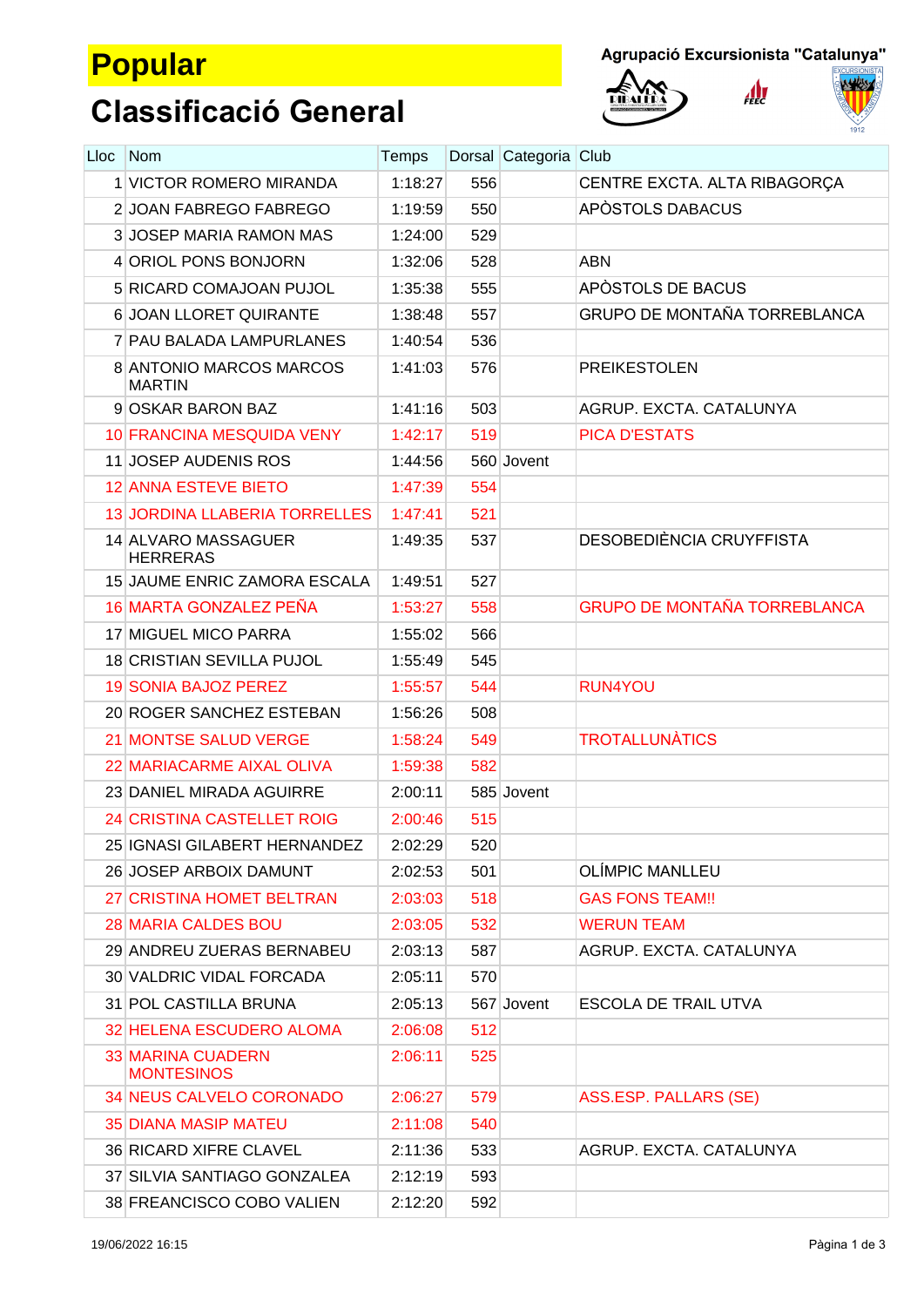# Popular

## Classificació General

Agrupació Excursionista "Catalunya"

| Lloc | Nom | Temps | Dorsal | Categoria | Club |
|---|---|---|---|---|---|
| 1 | VICTOR ROMERO MIRANDA | 1:18:27 | 556 | | CENTRE EXCTA. ALTA RIBAGORÇA |
| 2 | JOAN FABREGO FABREGO | 1:19:59 | 550 | | APÒSTOLS DABACUS |
| 3 | JOSEP MARIA RAMON MAS | 1:24:00 | 529 | | |
| 4 | ORIOL PONS BONJORN | 1:32:06 | 528 | | ABN |
| 5 | RICARD COMAJOAN PUJOL | 1:35:38 | 555 | | APÒSTOLS DE BACUS |
| 6 | JOAN LLORET QUIRANTE | 1:38:48 | 557 | | GRUPO DE MONTAÑA TORREBLANCA |
| 7 | PAU BALADA LAMPURLANES | 1:40:54 | 536 | | |
| 8 | ANTONIO MARCOS MARCOS MARTIN | 1:41:03 | 576 | | PREIKESTOLEN |
| 9 | OSKAR BARON BAZ | 1:41:16 | 503 | | AGRUP. EXCTA. CATALUNYA |
| 10 | FRANCINA MESQUIDA VENY | 1:42:17 | 519 | | PICA D'ESTATS |
| 11 | JOSEP AUDENIS ROS | 1:44:56 | 560 | Jovent | |
| 12 | ANNA ESTEVE BIETO | 1:47:39 | 554 | | |
| 13 | JORDINA LLABERIA TORRELLES | 1:47:41 | 521 | | |
| 14 | ALVARO MASSAGUER HERRERAS | 1:49:35 | 537 | | DESOBEDIÈNCIA CRUYFFISTA |
| 15 | JAUME ENRIC ZAMORA ESCALA | 1:49:51 | 527 | | |
| 16 | MARTA GONZALEZ PEÑA | 1:53:27 | 558 | | GRUPO DE MONTAÑA TORREBLANCA |
| 17 | MIGUEL MICO PARRA | 1:55:02 | 566 | | |
| 18 | CRISTIAN SEVILLA PUJOL | 1:55:49 | 545 | | |
| 19 | SONIA BAJOZ PEREZ | 1:55:57 | 544 | | RUN4YOU |
| 20 | ROGER SANCHEZ ESTEBAN | 1:56:26 | 508 | | |
| 21 | MONTSE SALUD VERGE | 1:58:24 | 549 | | TROTALLUNÀTICS |
| 22 | MARIACARME AIXAL OLIVA | 1:59:38 | 582 | | |
| 23 | DANIEL MIRADA AGUIRRE | 2:00:11 | 585 | Jovent | |
| 24 | CRISTINA CASTELLET ROIG | 2:00:46 | 515 | | |
| 25 | IGNASI GILABERT HERNANDEZ | 2:02:29 | 520 | | |
| 26 | JOSEP ARBOIX DAMUNT | 2:02:53 | 501 | | OLÍMPIC MANLLEU |
| 27 | CRISTINA HOMET BELTRAN | 2:03:03 | 518 | | GAS FONS TEAM!! |
| 28 | MARIA CALDES BOU | 2:03:05 | 532 | | WERUN TEAM |
| 29 | ANDREU ZUERAS BERNABEU | 2:03:13 | 587 | | AGRUP. EXCTA. CATALUNYA |
| 30 | VALDRIC VIDAL FORCADA | 2:05:11 | 570 | | |
| 31 | POL CASTILLA BRUNA | 2:05:13 | 567 | Jovent | ESCOLA DE TRAIL UTVA |
| 32 | HELENA ESCUDERO ALOMA | 2:06:08 | 512 | | |
| 33 | MARINA CUADERN MONTESINOS | 2:06:11 | 525 | | |
| 34 | NEUS CALVELO CORONADO | 2:06:27 | 579 | | ASS.ESP. PALLARS (SE) |
| 35 | DIANA MASIP MATEU | 2:11:08 | 540 | | |
| 36 | RICARD XIFRE CLAVEL | 2:11:36 | 533 | | AGRUP. EXCTA. CATALUNYA |
| 37 | SILVIA SANTIAGO GONZALEA | 2:12:19 | 593 | | |
| 38 | FREANCISCO COBO VALIEN | 2:12:20 | 592 | | |

19/06/2022 16:15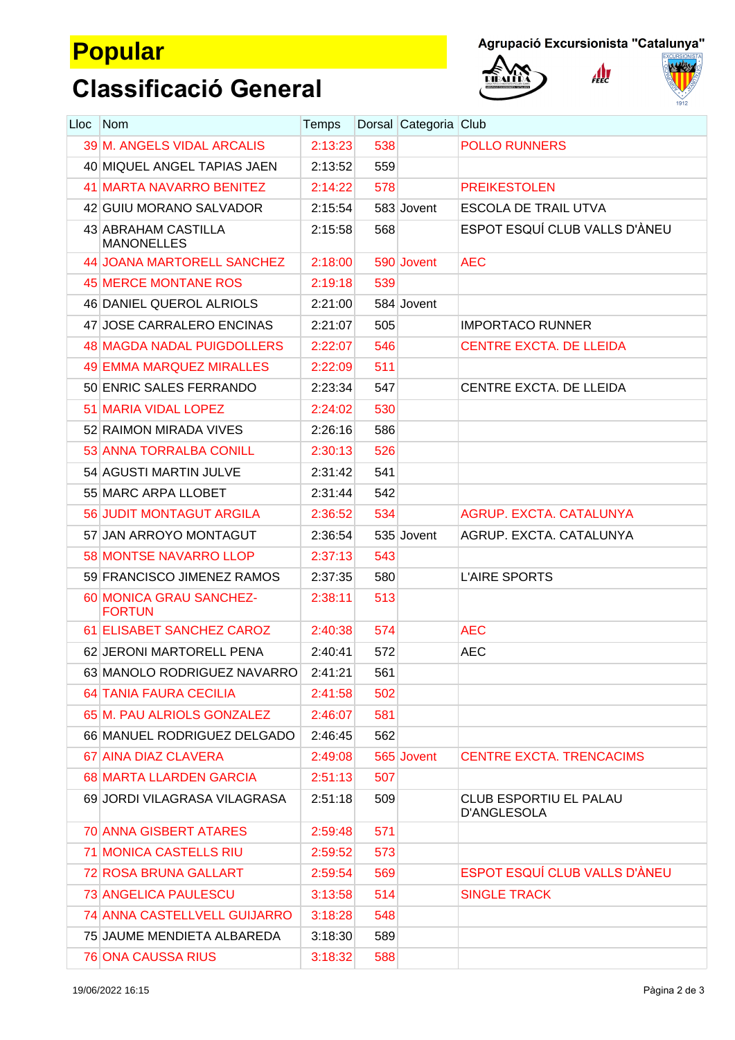# Popular

## Classificació General

Agrupació Excursionista "Catalunya"

| Lloc | Nom | Temps | Dorsal | Categoria | Club |
|---|---|---|---|---|---|
| 39 | M. ANGELS VIDAL ARCALIS | 2:13:23 | 538 | | POLLO RUNNERS |
| 40 | MIQUEL ANGEL TAPIAS JAEN | 2:13:52 | 559 | | |
| 41 | MARTA NAVARRO BENITEZ | 2:14:22 | 578 | | PREIKESTOLEN |
| 42 | GUIU MORANO SALVADOR | 2:15:54 | 583 | Jovent | ESCOLA DE TRAIL UTVA |
| 43 | ABRAHAM CASTILLA MANONELLES | 2:15:58 | 568 | | ESPOT ESQUÍ CLUB VALLS D'ÀNEU |
| 44 | JOANA MARTORELL SANCHEZ | 2:18:00 | 590 | Jovent | AEC |
| 45 | MERCE MONTANE ROS | 2:19:18 | 539 | | |
| 46 | DANIEL QUEROL ALRIOLS | 2:21:00 | 584 | Jovent | |
| 47 | JOSE CARRALERO ENCINAS | 2:21:07 | 505 | | IMPORTACO RUNNER |
| 48 | MAGDA NADAL PUIGDOLLERS | 2:22:07 | 546 | | CENTRE EXCTA. DE LLEIDA |
| 49 | EMMA MARQUEZ MIRALLES | 2:22:09 | 511 | | |
| 50 | ENRIC SALES FERRANDO | 2:23:34 | 547 | | CENTRE EXCTA. DE LLEIDA |
| 51 | MARIA VIDAL LOPEZ | 2:24:02 | 530 | | |
| 52 | RAIMON MIRADA VIVES | 2:26:16 | 586 | | |
| 53 | ANNA TORRALBA CONILL | 2:30:13 | 526 | | |
| 54 | AGUSTI MARTIN JULVE | 2:31:42 | 541 | | |
| 55 | MARC ARPA LLOBET | 2:31:44 | 542 | | |
| 56 | JUDIT MONTAGUT ARGILA | 2:36:52 | 534 | | AGRUP. EXCTA. CATALUNYA |
| 57 | JAN ARROYO MONTAGUT | 2:36:54 | 535 | Jovent | AGRUP. EXCTA. CATALUNYA |
| 58 | MONTSE NAVARRO LLOP | 2:37:13 | 543 | | |
| 59 | FRANCISCO JIMENEZ RAMOS | 2:37:35 | 580 | | L'AIRE SPORTS |
| 60 | MONICA GRAU SANCHEZ-FORTUN | 2:38:11 | 513 | | |
| 61 | ELISABET SANCHEZ CAROZ | 2:40:38 | 574 | | AEC |
| 62 | JERONI MARTORELL PENA | 2:40:41 | 572 | | AEC |
| 63 | MANOLO RODRIGUEZ NAVARRO | 2:41:21 | 561 | | |
| 64 | TANIA FAURA CECILIA | 2:41:58 | 502 | | |
| 65 | M. PAU ALRIOLS GONZALEZ | 2:46:07 | 581 | | |
| 66 | MANUEL RODRIGUEZ DELGADO | 2:46:45 | 562 | | |
| 67 | AINA DIAZ CLAVERA | 2:49:08 | 565 | Jovent | CENTRE EXCTA. TRENCACIMS |
| 68 | MARTA LLARDEN GARCIA | 2:51:13 | 507 | | |
| 69 | JORDI VILAGRASA VILAGRASA | 2:51:18 | 509 | | CLUB ESPORTIU EL PALAU D'ANGLESOLA |
| 70 | ANNA GISBERT ATARES | 2:59:48 | 571 | | |
| 71 | MONICA CASTELLS RIU | 2:59:52 | 573 | | |
| 72 | ROSA BRUNA GALLART | 2:59:54 | 569 | | ESPOT ESQUÍ CLUB VALLS D'ÀNEU |
| 73 | ANGELICA PAULESCU | 3:13:58 | 514 | | SINGLE TRACK |
| 74 | ANNA CASTELLVELL GUIJARRO | 3:18:28 | 548 | | |
| 75 | JAUME MENDIETA ALBAREDA | 3:18:30 | 589 | | |
| 76 | ONA CAUSSA RIUS | 3:18:32 | 588 | | |

19/06/2022 16:15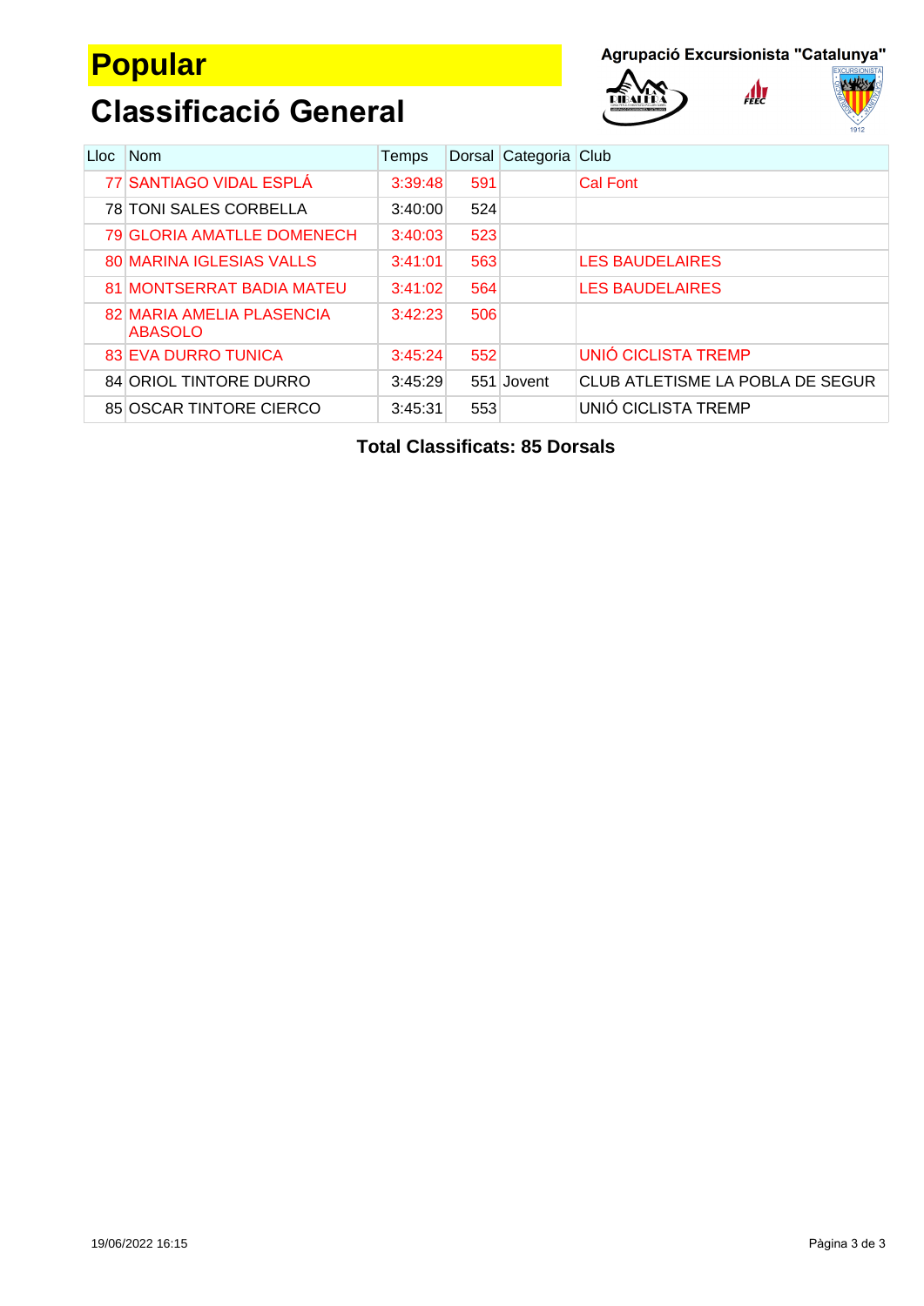# Popular

## Classificació General

Agrupació Excursionista "Catalunya"

| Lloc | Nom | Temps | Dorsal | Categoria | Club |
|---|---|---|---|---|---|
| 77 | SANTIAGO VIDAL ESPLÁ | 3:39:48 | 591 | | Cal Font |
| 78 | TONI SALES CORBELLA | 3:40:00 | 524 | | |
| 79 | GLORIA AMATLLE DOMENECH | 3:40:03 | 523 | | |
| 80 | MARINA IGLESIAS VALLS | 3:41:01 | 563 | | LES BAUDELAIRES |
| 81 | MONTSERRAT BADIA MATEU | 3:41:02 | 564 | | LES BAUDELAIRES |
| 82 | MARIA AMELIA PLASENCIA ABASOLO | 3:42:23 | 506 | | |
| 83 | EVA DURRO TUNICA | 3:45:24 | 552 | | UNIÓ CICLISTA TREMP |
| 84 | ORIOL TINTORE DURRO | 3:45:29 | 551 | Jovent | CLUB ATLETISME LA POBLA DE SEGUR |
| 85 | OSCAR TINTORE CIERCO | 3:45:31 | 553 | | UNIÓ CICLISTA TREMP |

**Total Classificats: 85 Dorsals**

19/06/2022 16:15